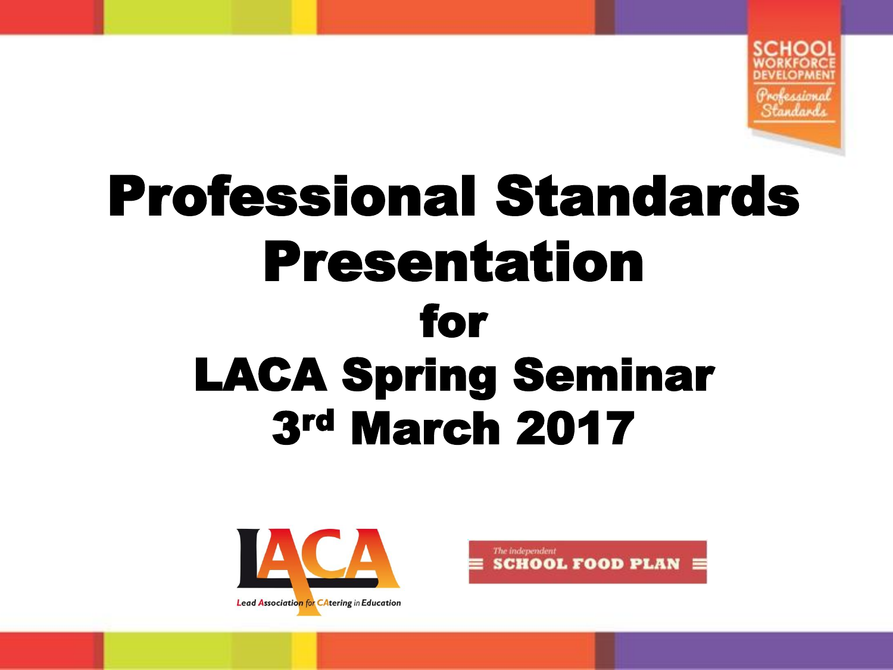SCHOOL WORKFORCE DEVELOPMENT

*Professional Standards*

# Professional Standards Presentation for LACA Spring Seminar 3rd March 2017

LACA

Lead Association for CAtering in Education

*The independent* SCHOOL FOOD PLAN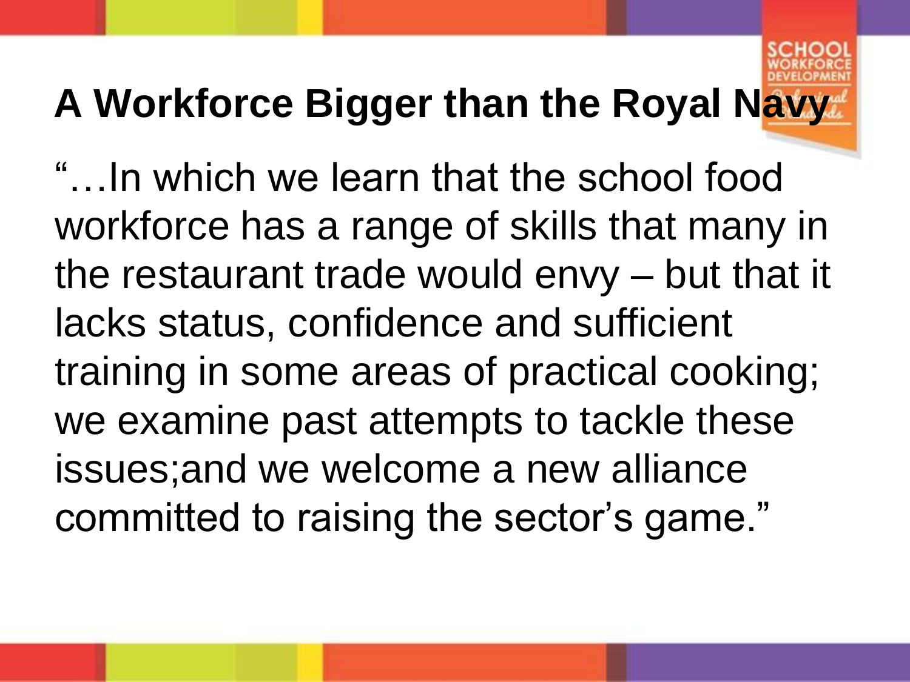# A Workforce Bigger than the Royal Navy

"…In which we learn that the school food workforce has a range of skills that many in the restaurant trade would envy – but that it lacks status, confidence and sufficient training in some areas of practical cooking; we examine past attempts to tackle these issues;and we welcome a new alliance committed to raising the sector's game."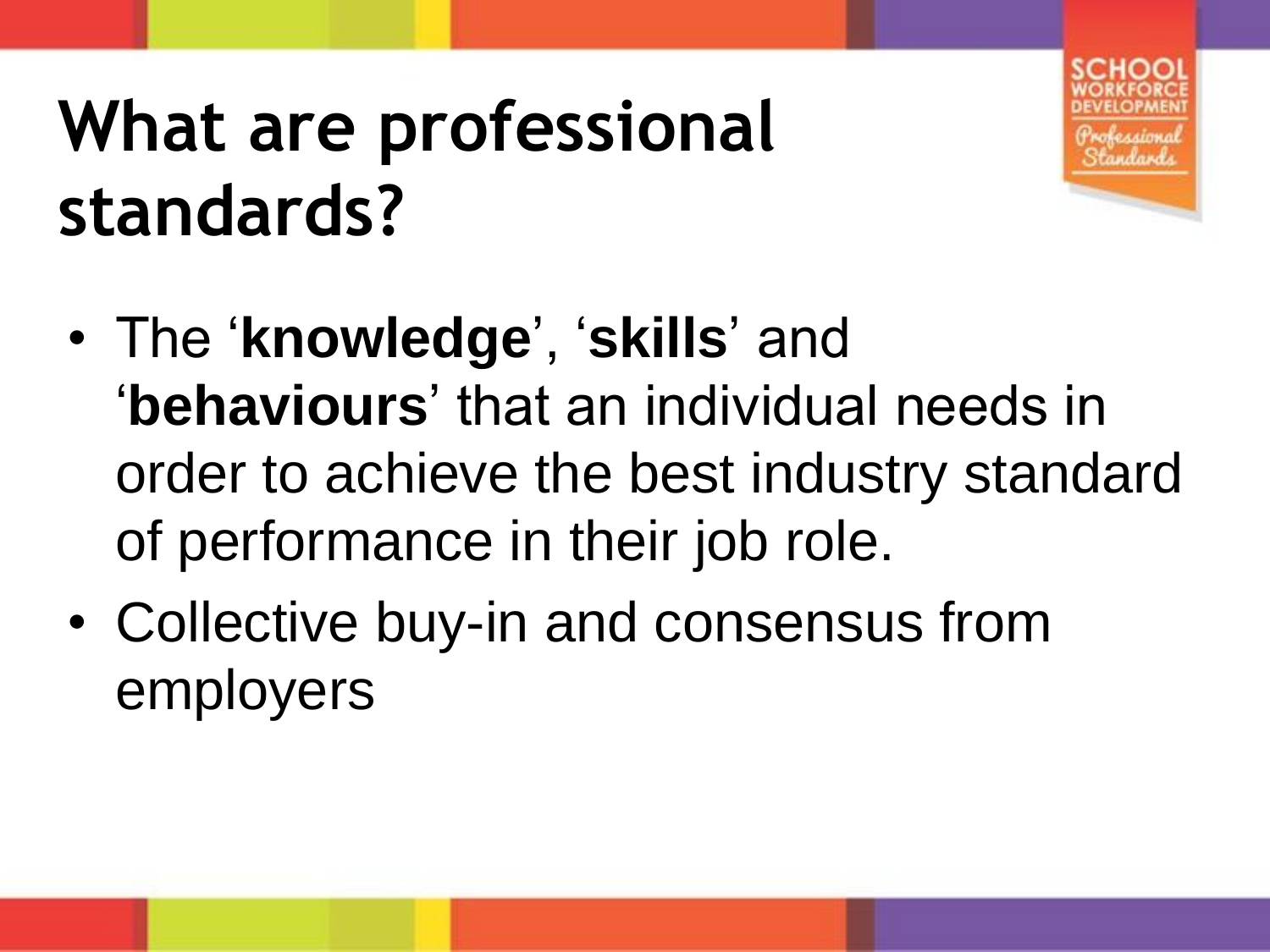# What are professional standards?

- The '**knowledge**', '**skills**' and '**behaviours**' that an individual needs in order to achieve the best industry standard of performance in their job role.
- Collective buy-in and consensus from employers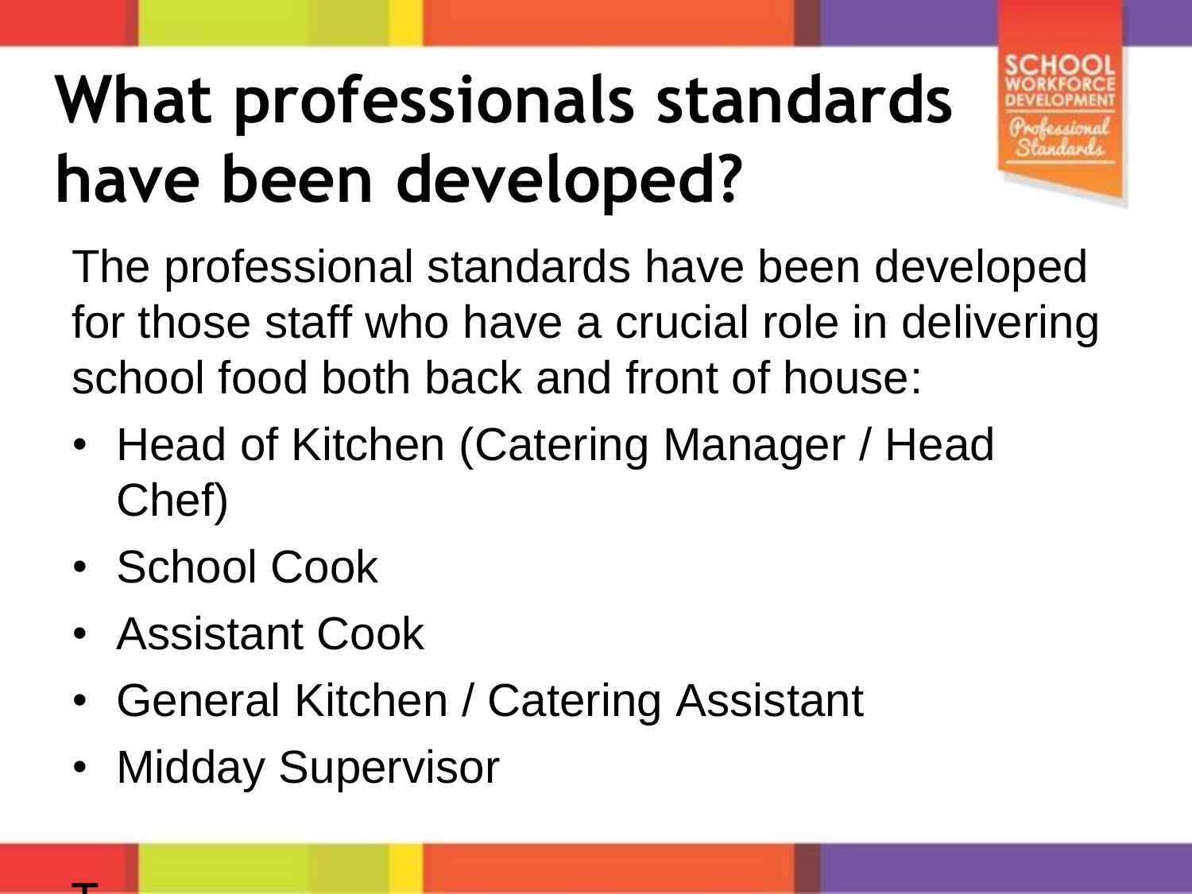# What professionals standards have been developed?

The professional standards have been developed for those staff who have a crucial role in delivering school food both back and front of house:

- Head of Kitchen (Catering Manager / Head Chef)
- School Cook
- Assistant Cook
- General Kitchen / Catering Assistant
- Midday Supervisor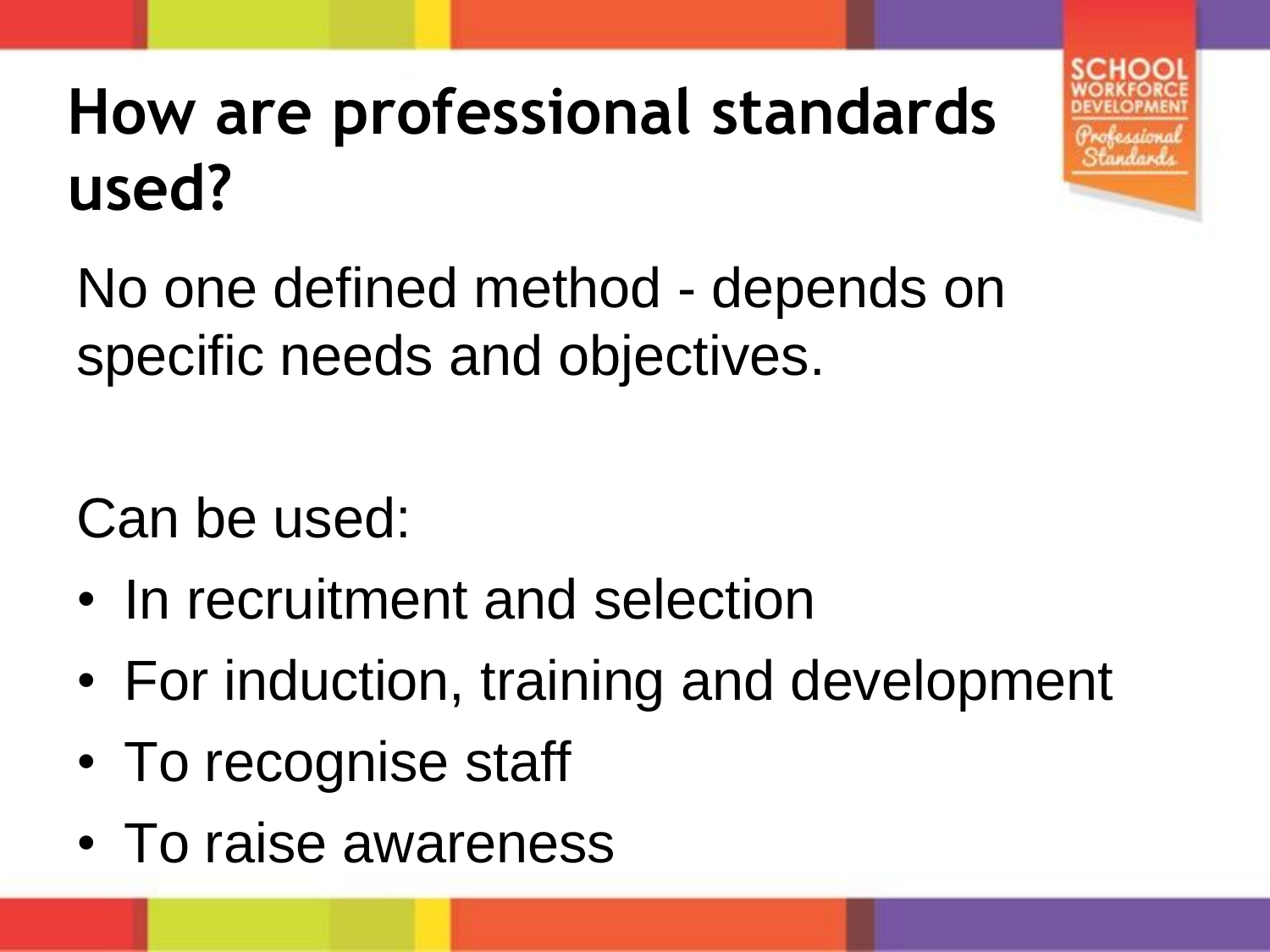# How are professional standards used?

No one defined method - depends on specific needs and objectives.

Can be used:

- In recruitment and selection
- For induction, training and development
- To recognise staff
- To raise awareness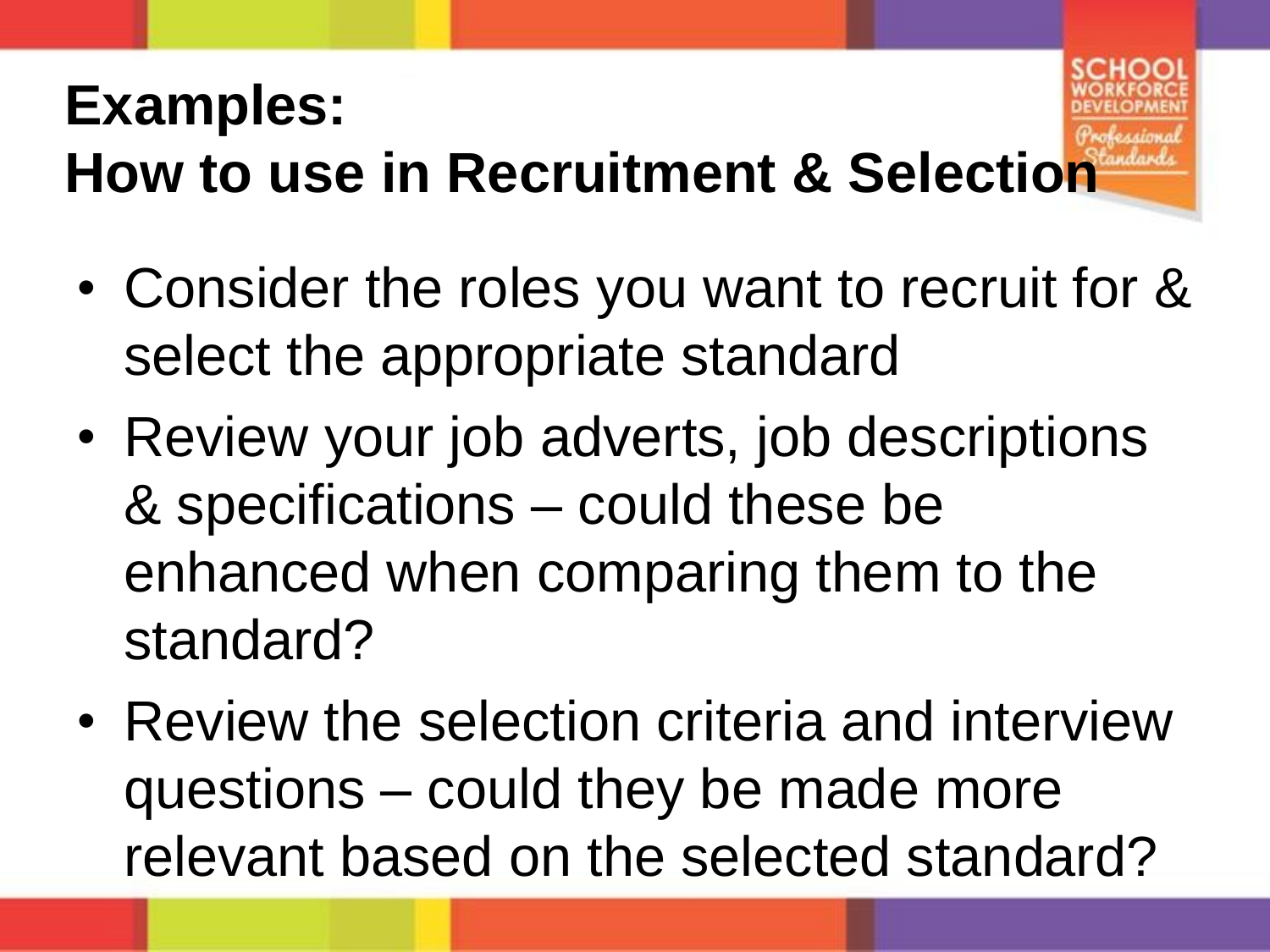## Examples:
## How to use in Recruitment & Selection

- Consider the roles you want to recruit for & select the appropriate standard
- Review your job adverts, job descriptions & specifications – could these be enhanced when comparing them to the standard?
- Review the selection criteria and interview questions – could they be made more relevant based on the selected standard?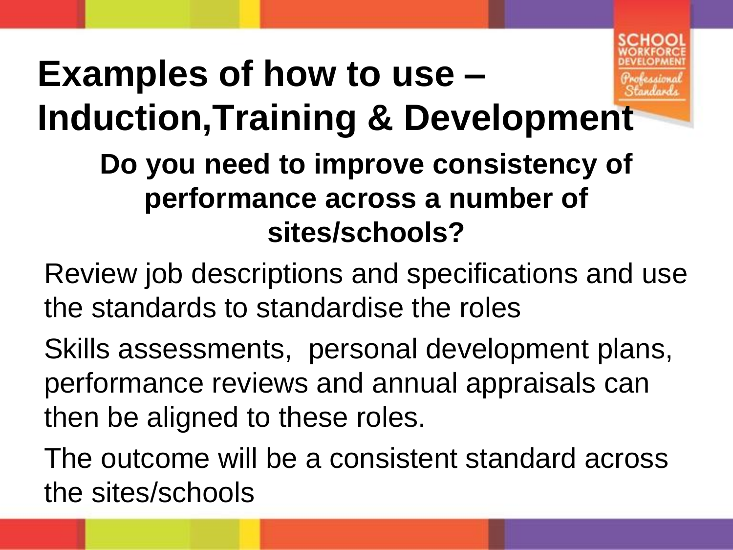# Examples of how to use – Induction,Training & Development

## Do you need to improve consistency of performance across a number of sites/schools?

Review job descriptions and specifications and use the standards to standardise the roles

Skills assessments, personal development plans, performance reviews and annual appraisals can then be aligned to these roles.

The outcome will be a consistent standard across the sites/schools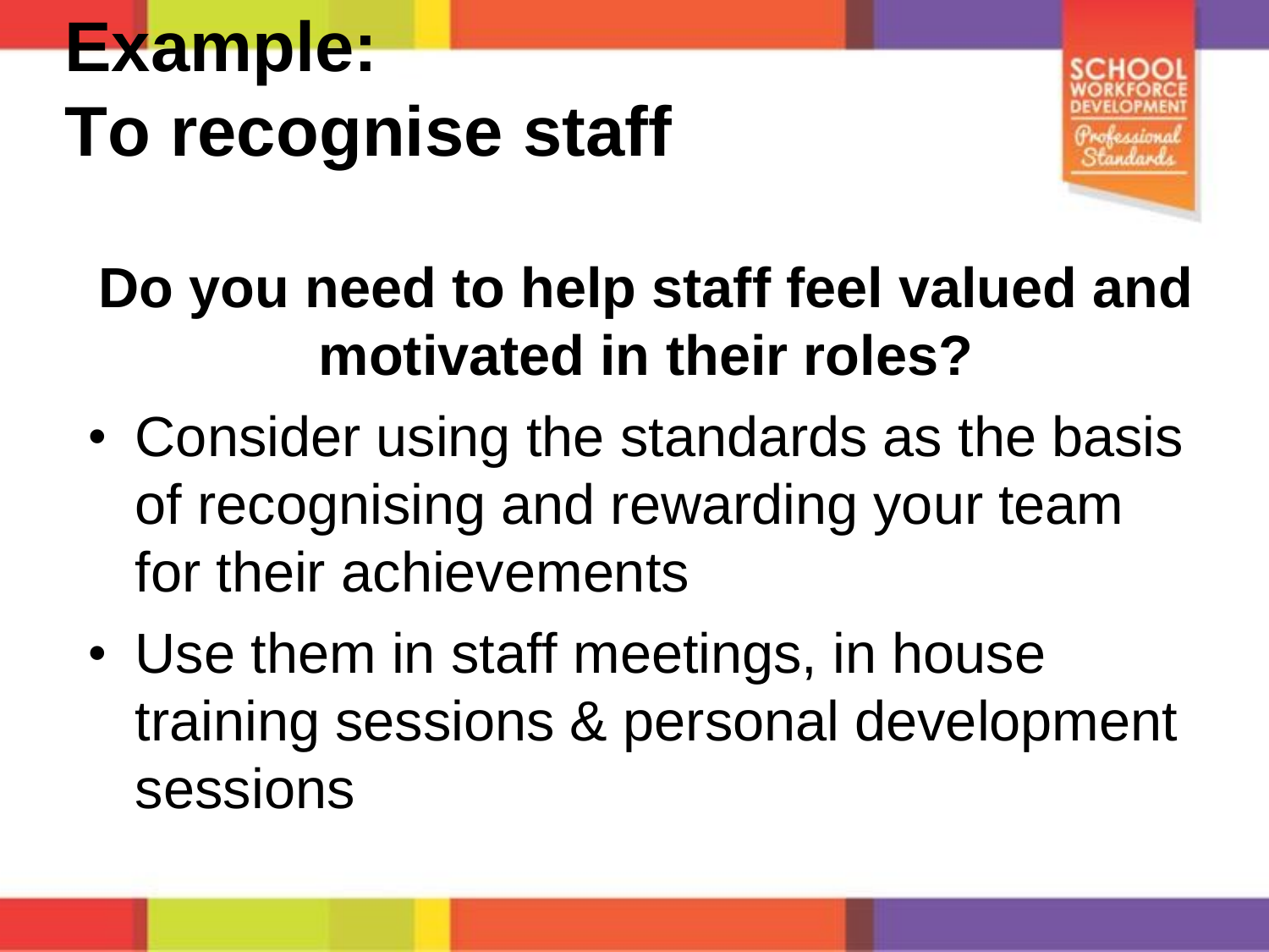# Example:
# To recognise staff

**Do you need to help staff feel valued and motivated in their roles?**

- Consider using the standards as the basis of recognising and rewarding your team for their achievements
- Use them in staff meetings, in house training sessions & personal development sessions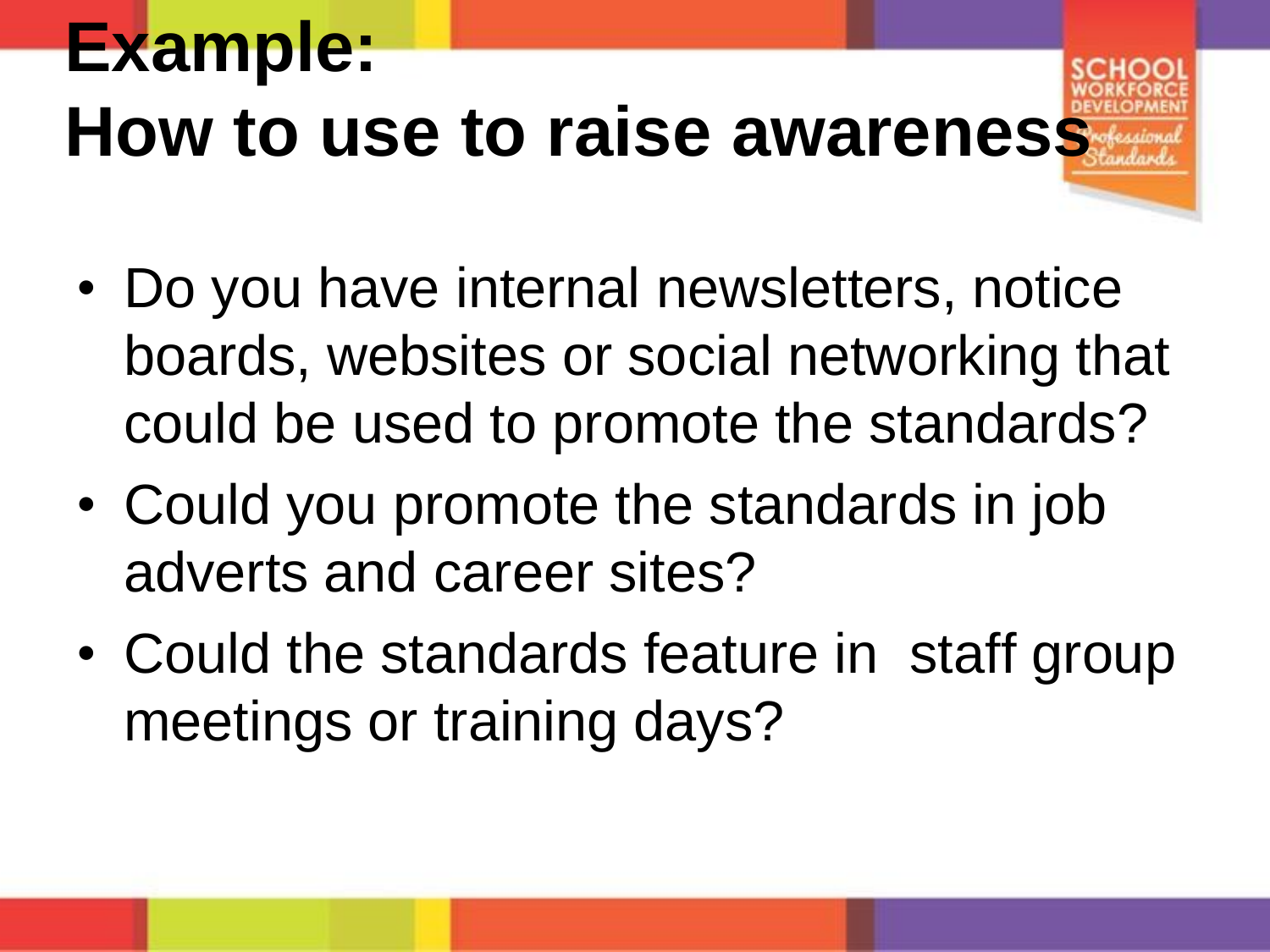# Example:
# How to use to raise awareness

- Do you have internal newsletters, notice boards, websites or social networking that could be used to promote the standards?
- Could you promote the standards in job adverts and career sites?
- Could the standards feature in  staff group meetings or training days?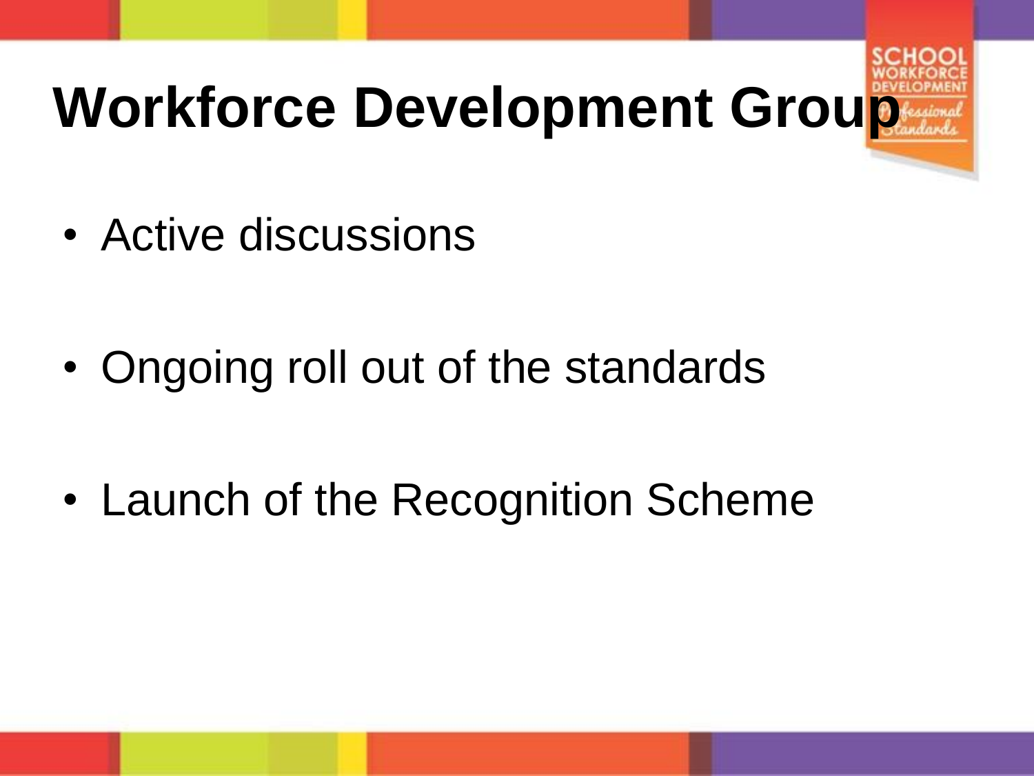# Workforce Development Group

- Active discussions
- Ongoing roll out of the standards
- Launch of the Recognition Scheme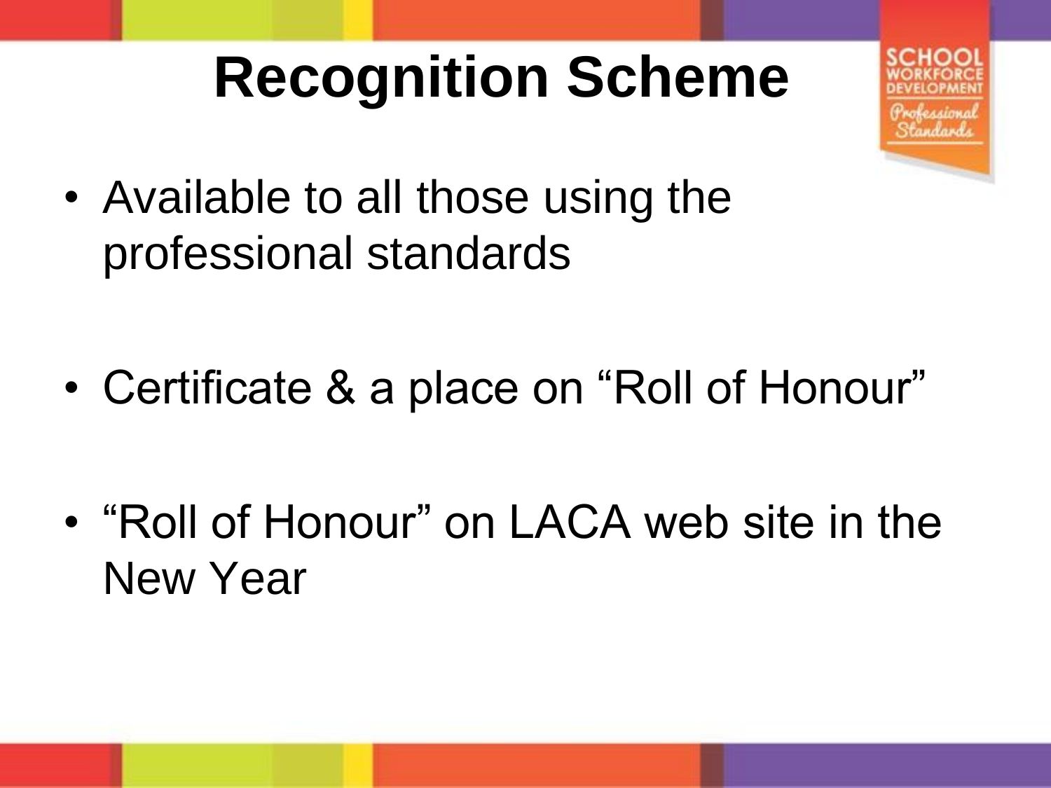# Recognition Scheme

- Available to all those using the professional standards

- Certificate & a place on "Roll of Honour"

- "Roll of Honour" on LACA web site in the New Year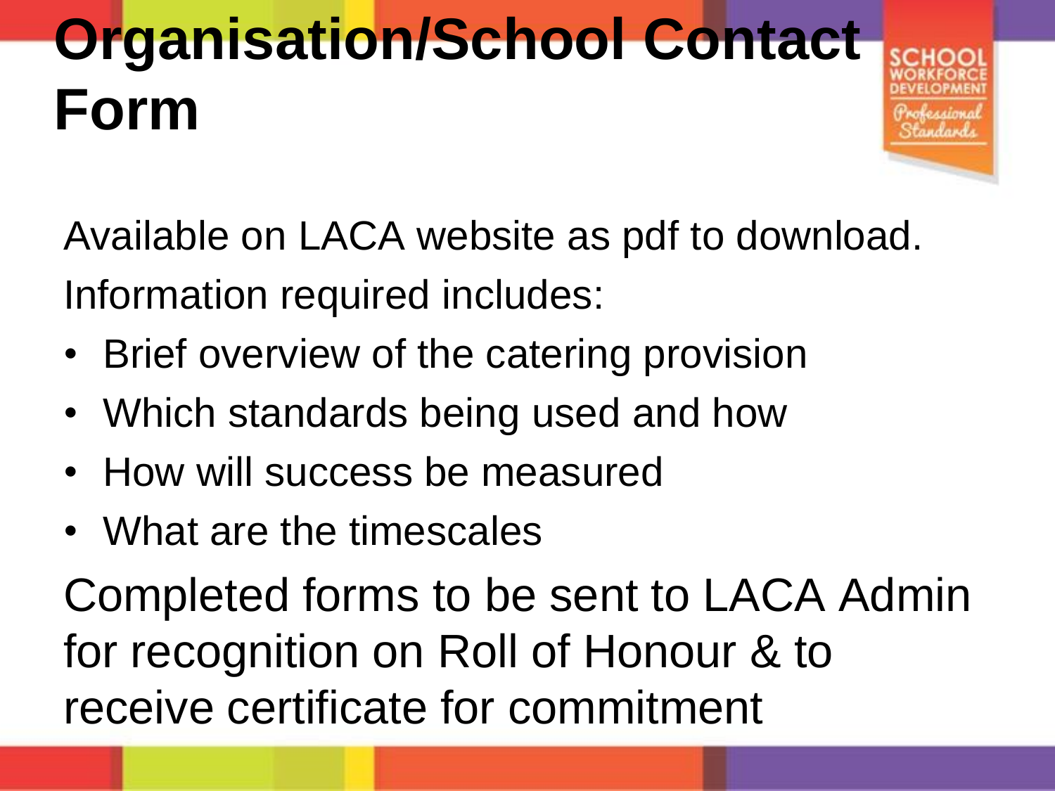# Organisation/School Contact Form

Available on LACA website as pdf to download.

Information required includes:

- Brief overview of the catering provision
- Which standards being used and how
- How will success be measured
- What are the timescales

Completed forms to be sent to LACA Admin for recognition on Roll of Honour & to receive certificate for commitment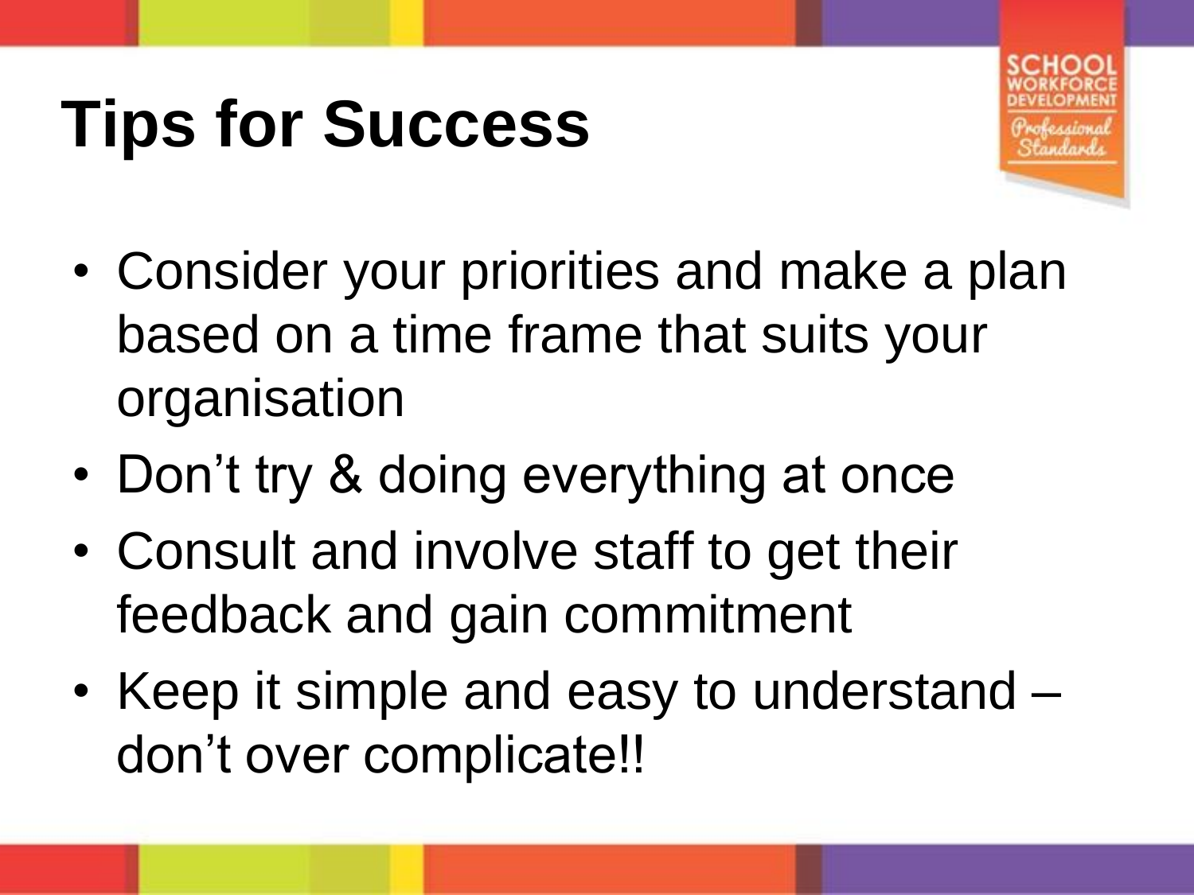# Tips for Success

SCHOOL WORKFORCE DEVELOPMENT
Professional Standards

- Consider your priorities and make a plan based on a time frame that suits your organisation
- Don't try & doing everything at once
- Consult and involve staff to get their feedback and gain commitment
- Keep it simple and easy to understand – don't over complicate!!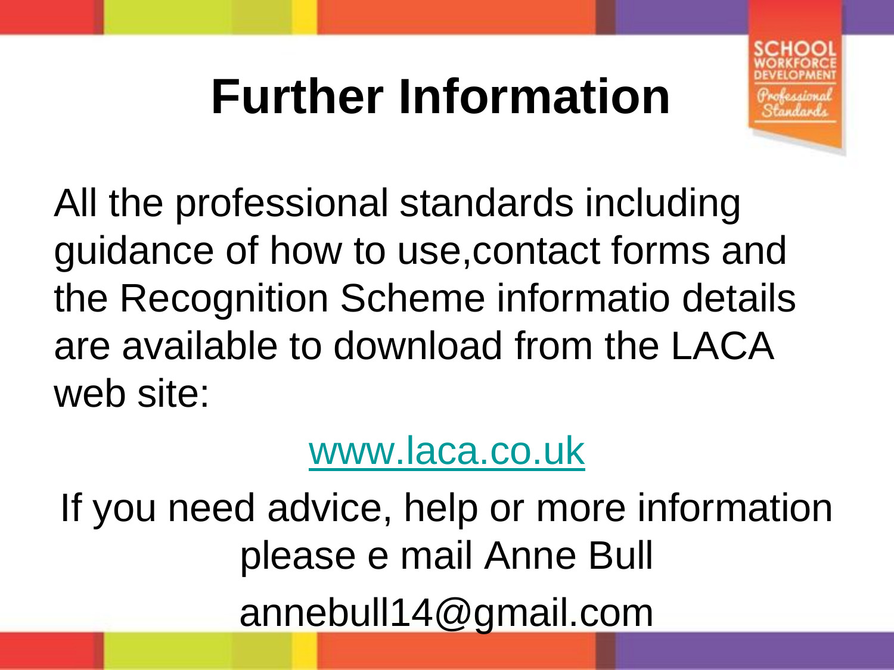# Further Information

All the professional standards including guidance of how to use,contact forms and the Recognition Scheme informatio details are available to download from the LACA web site:

www.laca.co.uk

If you need advice, help or more information please e mail Anne Bull

annebull14@gmail.com